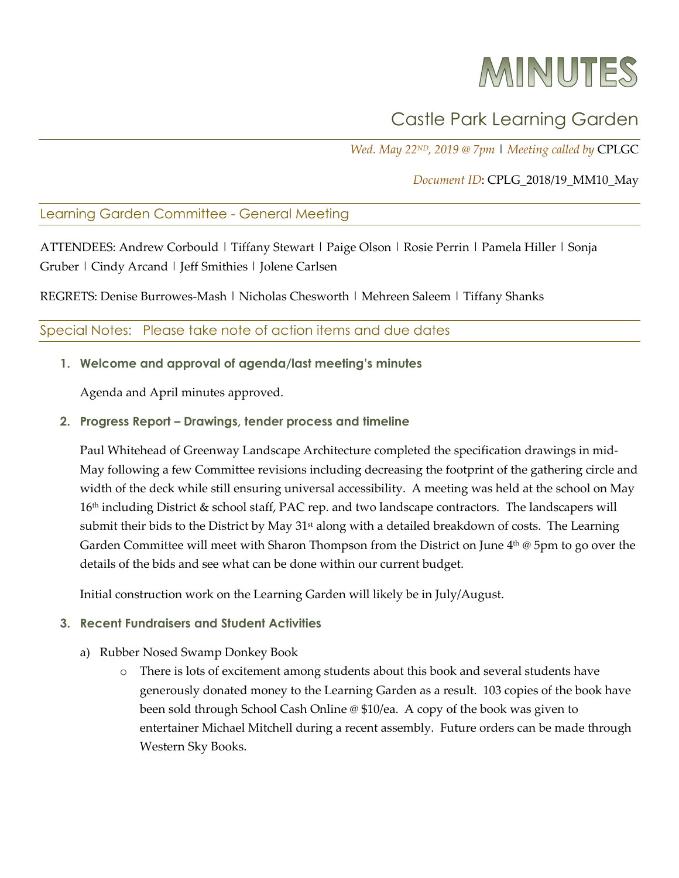# MINUTES

## Castle Park Learning Garden

*Wed. May 22ND, 2019 @ 7pm* | *Meeting called by* CPLGC

*Document ID*: CPLG_2018/19_MM10_May

### Learning Garden Committee - General Meeting

ATTENDEES: Andrew Corbould | Tiffany Stewart | Paige Olson | Rosie Perrin | Pamela Hiller | Sonja Gruber | Cindy Arcand | Jeff Smithies | Jolene Carlsen

REGRETS: Denise Burrowes-Mash | Nicholas Chesworth | Mehreen Saleem | Tiffany Shanks

### Special Notes: Please take note of action items and due dates

1. **Welcome and approval of agenda/last meeting's minutes**

   Agenda and April minutes approved.

2. **Progress Report – Drawings, tender process and timeline**

   Paul Whitehead of Greenway Landscape Architecture completed the specification drawings in mid-May following a few Committee revisions including decreasing the footprint of the gathering circle and width of the deck while still ensuring universal accessibility. A meeting was held at the school on May 16th including District & school staff, PAC rep. and two landscape contractors. The landscapers will submit their bids to the District by May 31st along with a detailed breakdown of costs. The Learning Garden Committee will meet with Sharon Thompson from the District on June 4th @ 5pm to go over the details of the bids and see what can be done within our current budget.

   Initial construction work on the Learning Garden will likely be in July/August.

3. **Recent Fundraisers and Student Activities**

   a) Rubber Nosed Swamp Donkey Book
      - There is lots of excitement among students about this book and several students have generously donated money to the Learning Garden as a result. 103 copies of the book have been sold through School Cash Online @ $10/ea. A copy of the book was given to entertainer Michael Mitchell during a recent assembly. Future orders can be made through Western Sky Books.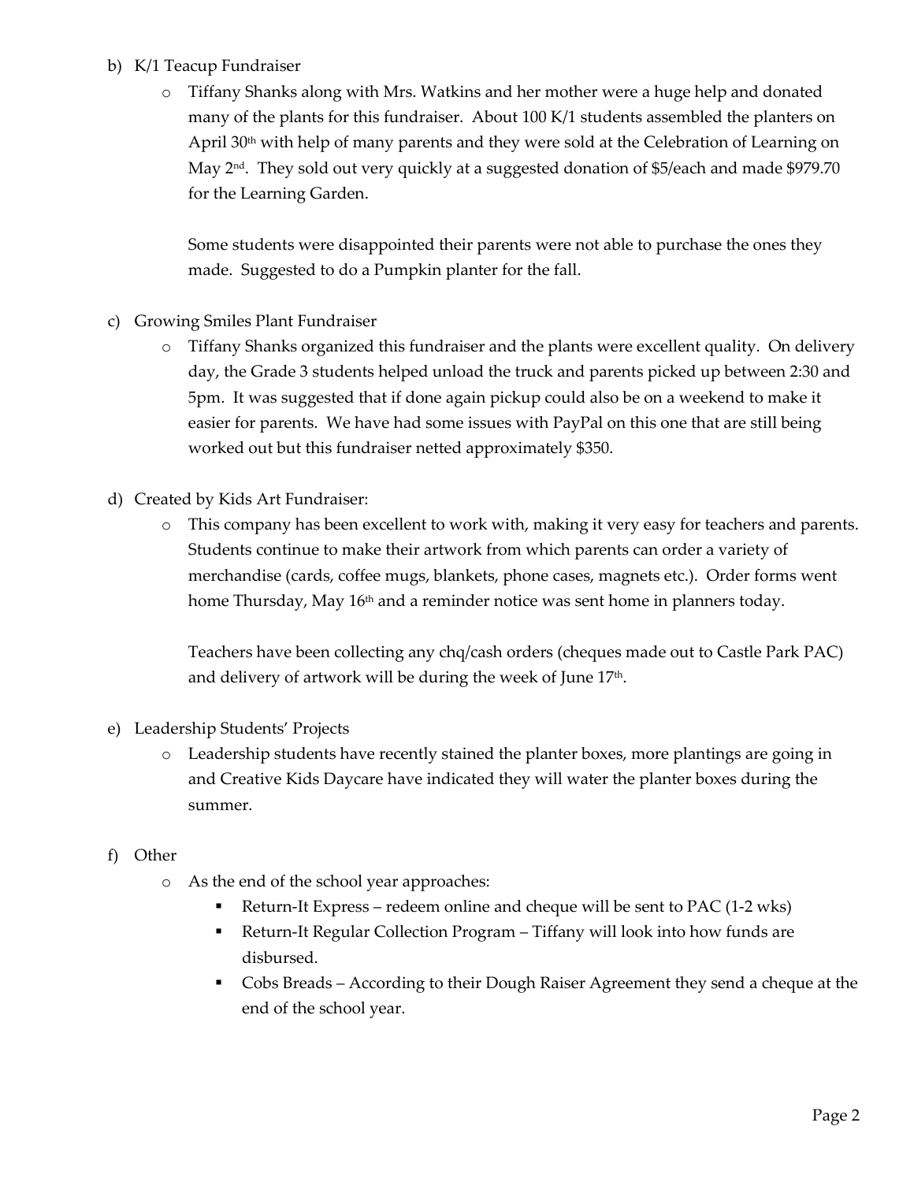b) K/1 Teacup Fundraiser

- Tiffany Shanks along with Mrs. Watkins and her mother were a huge help and donated many of the plants for this fundraiser. About 100 K/1 students assembled the planters on April 30th with help of many parents and they were sold at the Celebration of Learning on May 2nd. They sold out very quickly at a suggested donation of $5/each and made $979.70 for the Learning Garden.

  Some students were disappointed their parents were not able to purchase the ones they made. Suggested to do a Pumpkin planter for the fall.

c) Growing Smiles Plant Fundraiser

- Tiffany Shanks organized this fundraiser and the plants were excellent quality. On delivery day, the Grade 3 students helped unload the truck and parents picked up between 2:30 and 5pm. It was suggested that if done again pickup could also be on a weekend to make it easier for parents. We have had some issues with PayPal on this one that are still being worked out but this fundraiser netted approximately $350.

d) Created by Kids Art Fundraiser:

- This company has been excellent to work with, making it very easy for teachers and parents. Students continue to make their artwork from which parents can order a variety of merchandise (cards, coffee mugs, blankets, phone cases, magnets etc.). Order forms went home Thursday, May 16th and a reminder notice was sent home in planners today.

  Teachers have been collecting any chq/cash orders (cheques made out to Castle Park PAC) and delivery of artwork will be during the week of June 17th.

e) Leadership Students' Projects

- Leadership students have recently stained the planter boxes, more plantings are going in and Creative Kids Daycare have indicated they will water the planter boxes during the summer.

f) Other

- As the end of the school year approaches:
  - Return-It Express – redeem online and cheque will be sent to PAC (1-2 wks)
  - Return-It Regular Collection Program – Tiffany will look into how funds are disbursed.
  - Cobs Breads – According to their Dough Raiser Agreement they send a cheque at the end of the school year.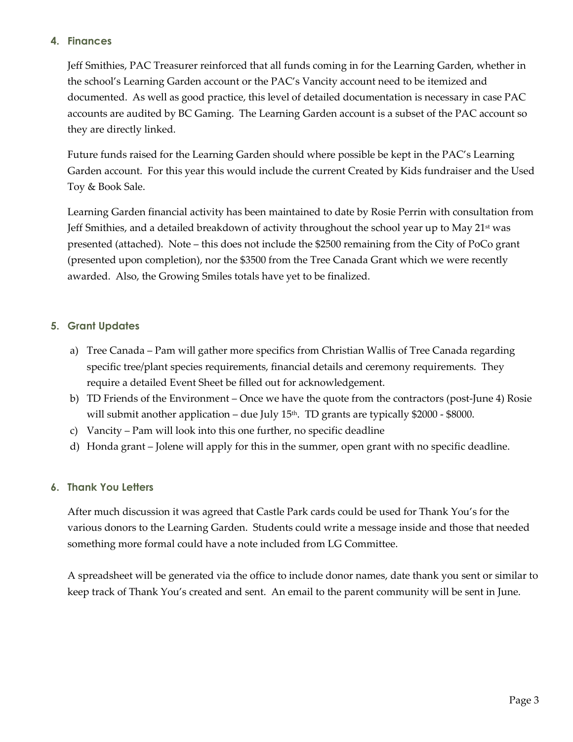## 4. Finances

Jeff Smithies, PAC Treasurer reinforced that all funds coming in for the Learning Garden, whether in the school's Learning Garden account or the PAC's Vancity account need to be itemized and documented. As well as good practice, this level of detailed documentation is necessary in case PAC accounts are audited by BC Gaming. The Learning Garden account is a subset of the PAC account so they are directly linked.

Future funds raised for the Learning Garden should where possible be kept in the PAC's Learning Garden account. For this year this would include the current Created by Kids fundraiser and the Used Toy & Book Sale.

Learning Garden financial activity has been maintained to date by Rosie Perrin with consultation from Jeff Smithies, and a detailed breakdown of activity throughout the school year up to May 21st was presented (attached). Note – this does not include the $2500 remaining from the City of PoCo grant (presented upon completion), nor the $3500 from the Tree Canada Grant which we were recently awarded. Also, the Growing Smiles totals have yet to be finalized.

## 5. Grant Updates

a) Tree Canada – Pam will gather more specifics from Christian Wallis of Tree Canada regarding specific tree/plant species requirements, financial details and ceremony requirements. They require a detailed Event Sheet be filled out for acknowledgement.
b) TD Friends of the Environment – Once we have the quote from the contractors (post-June 4) Rosie will submit another application – due July 15th. TD grants are typically $2000 - $8000.
c) Vancity – Pam will look into this one further, no specific deadline
d) Honda grant – Jolene will apply for this in the summer, open grant with no specific deadline.

## 6. Thank You Letters

After much discussion it was agreed that Castle Park cards could be used for Thank You's for the various donors to the Learning Garden. Students could write a message inside and those that needed something more formal could have a note included from LG Committee.

A spreadsheet will be generated via the office to include donor names, date thank you sent or similar to keep track of Thank You's created and sent. An email to the parent community will be sent in June.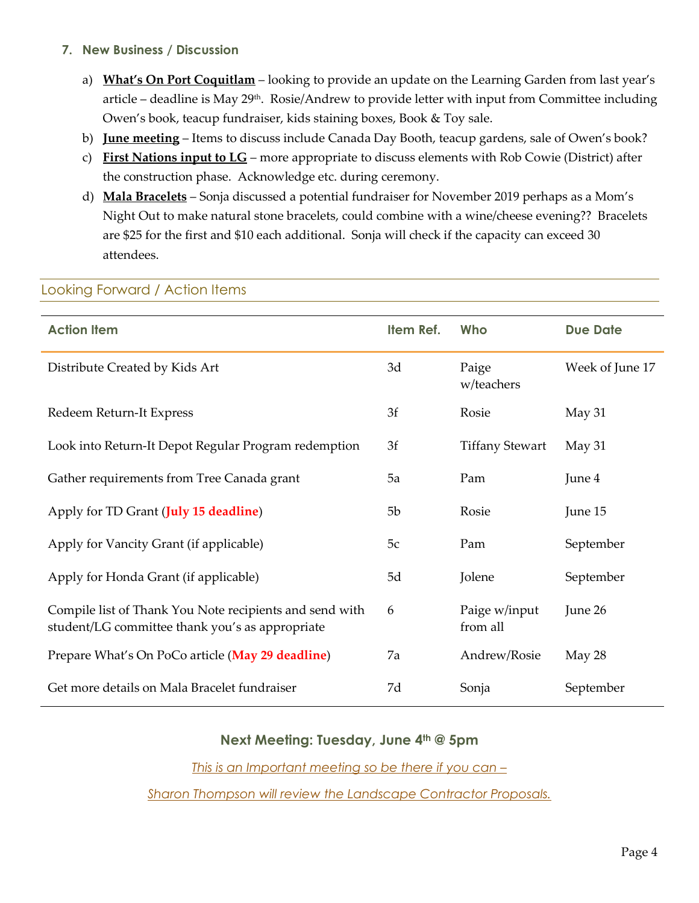## 7. New Business / Discussion

a) **What's On Port Coquitlam** – looking to provide an update on the Learning Garden from last year's article – deadline is May 29th. Rosie/Andrew to provide letter with input from Committee including Owen's book, teacup fundraiser, kids staining boxes, Book & Toy sale.

b) **June meeting** – Items to discuss include Canada Day Booth, teacup gardens, sale of Owen's book?

c) **First Nations input to LG** – more appropriate to discuss elements with Rob Cowie (District) after the construction phase. Acknowledge etc. during ceremony.

d) **Mala Bracelets** – Sonja discussed a potential fundraiser for November 2019 perhaps as a Mom's Night Out to make natural stone bracelets, could combine with a wine/cheese evening?? Bracelets are $25 for the first and $10 each additional. Sonja will check if the capacity can exceed 30 attendees.

## Looking Forward / Action Items

| Action Item | Item Ref. | Who | Due Date |
|---|---|---|---|
| Distribute Created by Kids Art | 3d | Paige w/teachers | Week of June 17 |
| Redeem Return-It Express | 3f | Rosie | May 31 |
| Look into Return-It Depot Regular Program redemption | 3f | Tiffany Stewart | May 31 |
| Gather requirements from Tree Canada grant | 5a | Pam | June 4 |
| Apply for TD Grant (**July 15 deadline**) | 5b | Rosie | June 15 |
| Apply for Vancity Grant (if applicable) | 5c | Pam | September |
| Apply for Honda Grant (if applicable) | 5d | Jolene | September |
| Compile list of Thank You Note recipients and send with student/LG committee thank you's as appropriate | 6 | Paige w/input from all | June 26 |
| Prepare What's On PoCo article (**May 29 deadline**) | 7a | Andrew/Rosie | May 28 |
| Get more details on Mala Bracelet fundraiser | 7d | Sonja | September |

**Next Meeting: Tuesday, June 4th @ 5pm**

*This is an Important meeting so be there if you can –*

*Sharon Thompson will review the Landscape Contractor Proposals.*